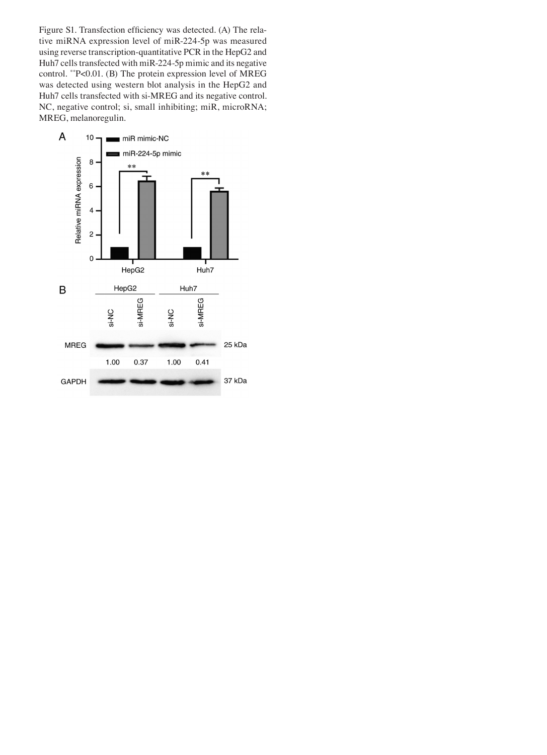Figure S1. Transfection efficiency was detected. (A) The relative miRNA expression level of miR-224-5p was measured using reverse transcription-quantitative PCR in the HepG2 and Huh7 cells transfected with miR-224-5p mimic and its negative control. **P<0.01. (B) The protein expression level of MREG was detected using western blot analysis in the HepG2 and Huh7 cells transfected with si-MREG and its negative control. NC, negative control; si, small inhibiting; miR, microRNA; MREG, melanoregulin.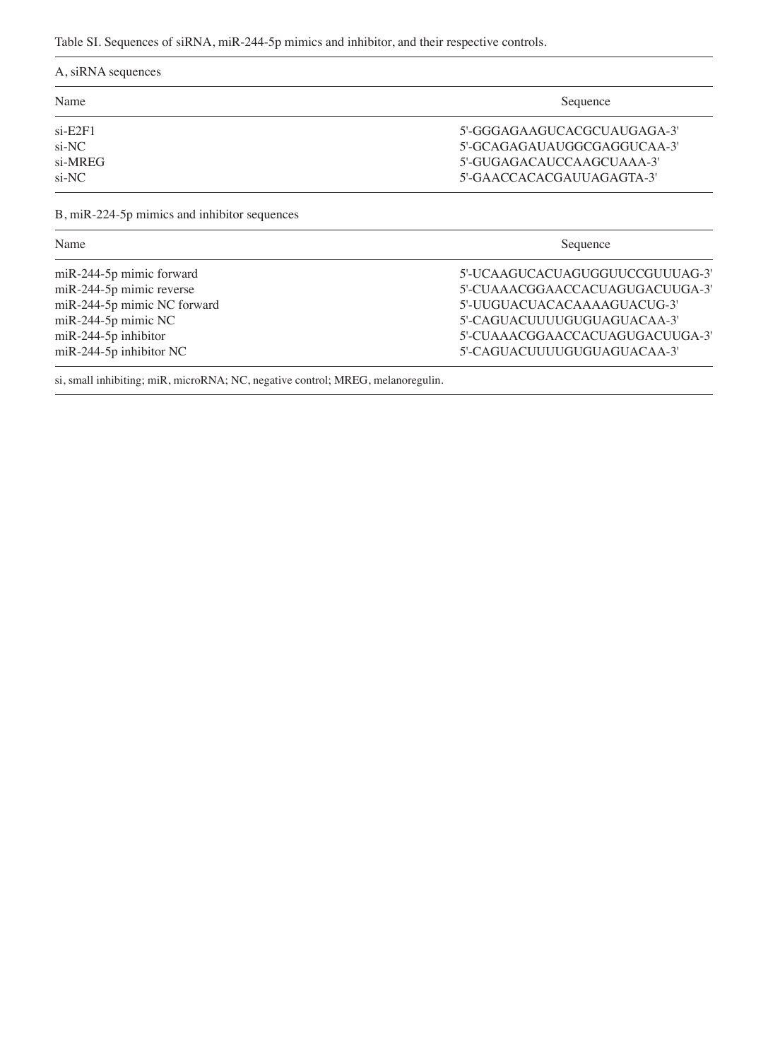Table SI. Sequences of siRNA, miR-244-5p mimics and inhibitor, and their respective controls.

A, siRNA sequences

| Name | Sequence |
|---|---|
| si-E2F1 | 5'-GGGAGAAGUCACGCUAUGAGA-3' |
| si-NC | 5'-GCAGAGAUAUGGCGAGGUCAA-3' |
| si-MREG | 5'-GUGAGACAUCCAAGCUAAA-3' |
| si-NC | 5'-GAACCACACGAUUAGAGTA-3' |

B, miR-224-5p mimics and inhibitor sequences

| Name | Sequence |
|---|---|
| miR-244-5p mimic forward | 5'-UCAAGUCACUAGUGGUUCCGUUUAG-3' |
| miR-244-5p mimic reverse | 5'-CUAAACGGAACCACUAGUGACUUGA-3' |
| miR-244-5p mimic NC forward | 5'-UUGUACUACACAAAAGUACUG-3' |
| miR-244-5p mimic NC | 5'-CAGUACUUUUGUGUAGUACAA-3' |
| miR-244-5p inhibitor | 5'-CUAAACGGAACCACUAGUGACUUGA-3' |
| miR-244-5p inhibitor NC | 5'-CAGUACUUUUGUGUAGUACAA-3' |

si, small inhibiting; miR, microRNA; NC, negative control; MREG, melanoregulin.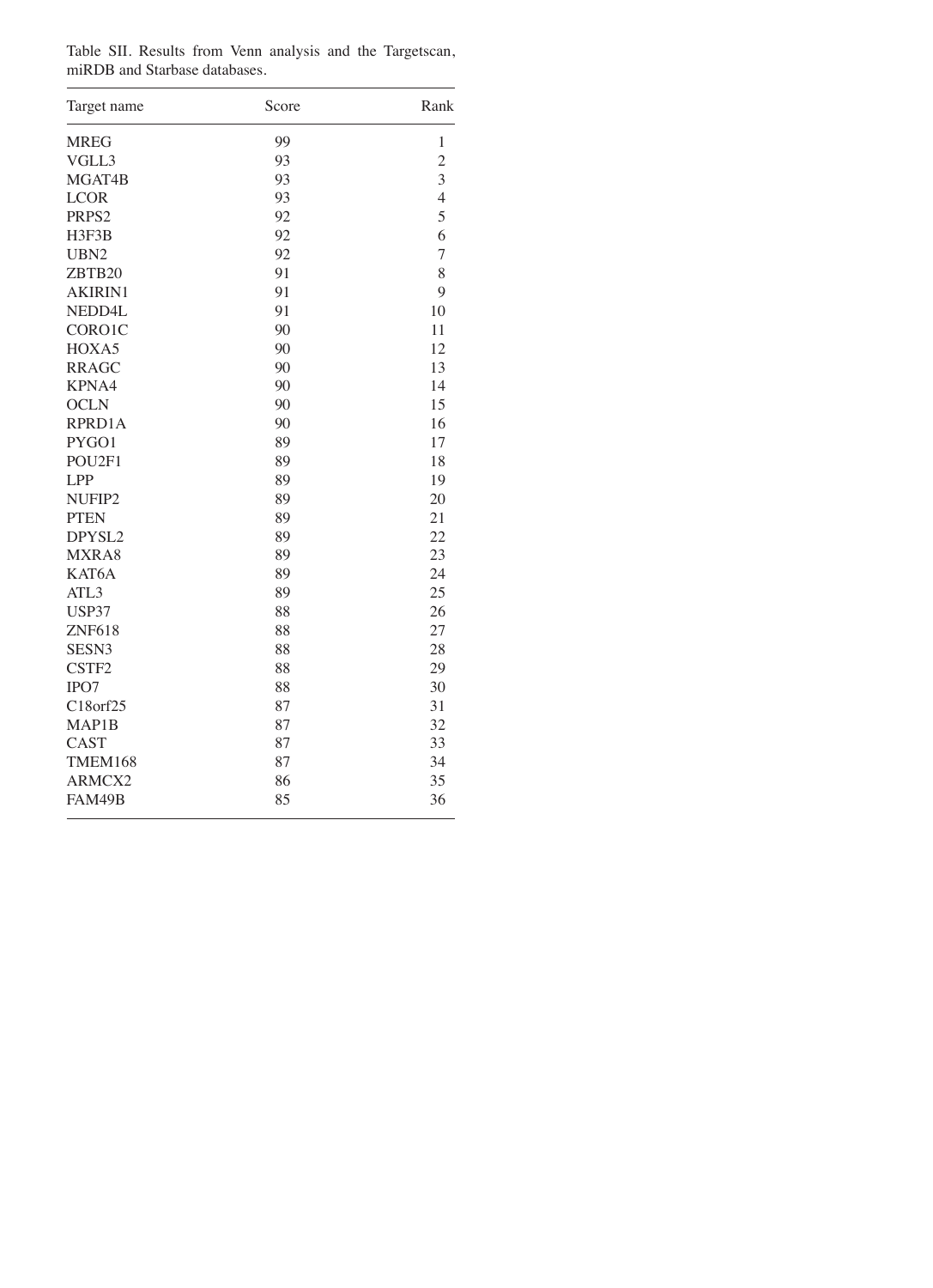Table SII. Results from Venn analysis and the Targetscan, miRDB and Starbase databases.

| Target name | Score | Rank |
|---|---|---|
| MREG | 99 | 1 |
| VGLL3 | 93 | 2 |
| MGAT4B | 93 | 3 |
| LCOR | 93 | 4 |
| PRPS2 | 92 | 5 |
| H3F3B | 92 | 6 |
| UBN2 | 92 | 7 |
| ZBTB20 | 91 | 8 |
| AKIRIN1 | 91 | 9 |
| NEDD4L | 91 | 10 |
| CORO1C | 90 | 11 |
| HOXA5 | 90 | 12 |
| RRAGC | 90 | 13 |
| KPNA4 | 90 | 14 |
| OCLN | 90 | 15 |
| RPRD1A | 90 | 16 |
| PYGO1 | 89 | 17 |
| POU2F1 | 89 | 18 |
| LPP | 89 | 19 |
| NUFIP2 | 89 | 20 |
| PTEN | 89 | 21 |
| DPYSL2 | 89 | 22 |
| MXRA8 | 89 | 23 |
| KAT6A | 89 | 24 |
| ATL3 | 89 | 25 |
| USP37 | 88 | 26 |
| ZNF618 | 88 | 27 |
| SESN3 | 88 | 28 |
| CSTF2 | 88 | 29 |
| IPO7 | 88 | 30 |
| C18orf25 | 87 | 31 |
| MAP1B | 87 | 32 |
| CAST | 87 | 33 |
| TMEM168 | 87 | 34 |
| ARMCX2 | 86 | 35 |
| FAM49B | 85 | 36 |